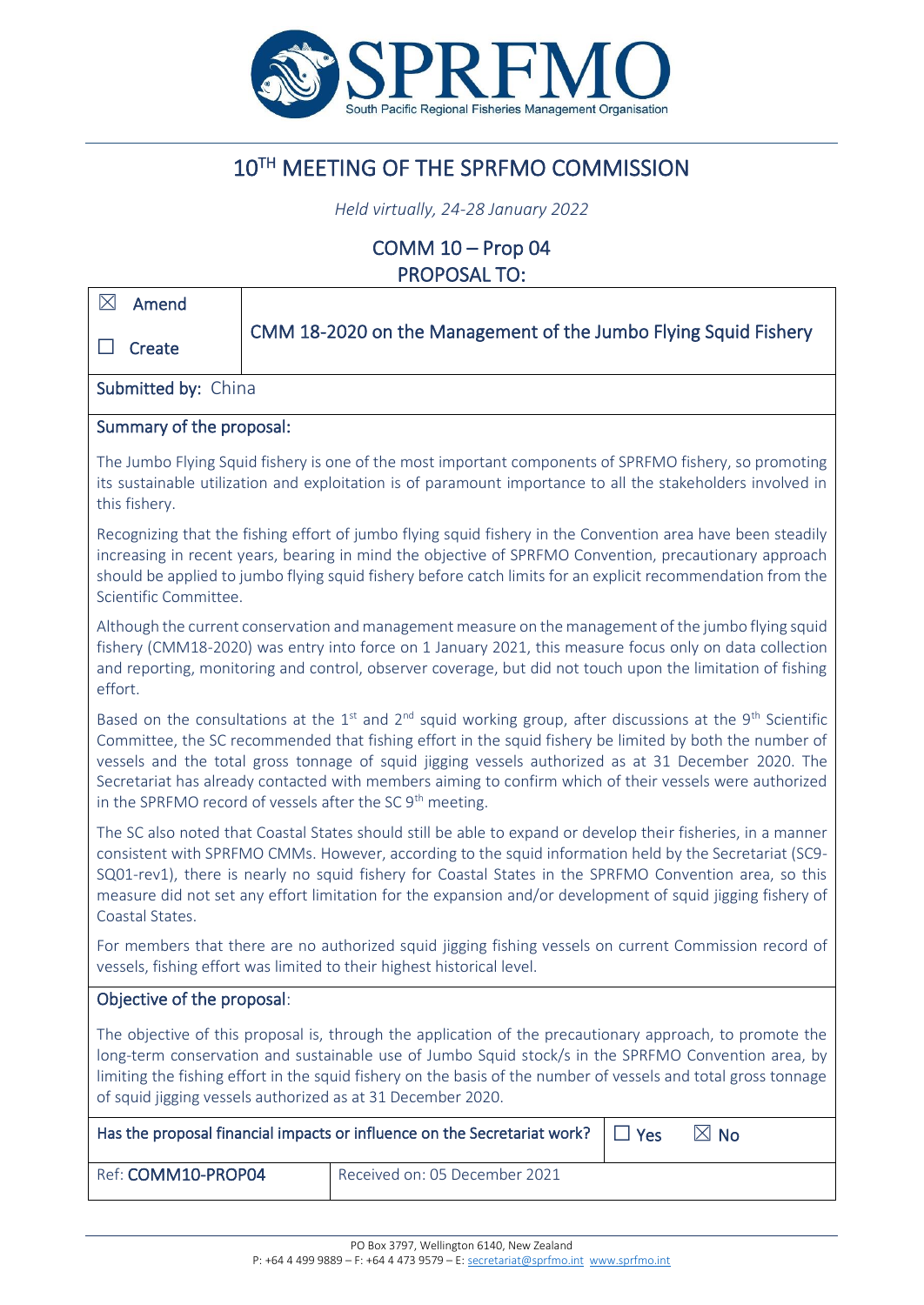# 10[TH] MEETING OF THE SPRFMO COMMISSION

*Held virtually, 24-28 January 2022*

## COMMM 10 – Prop 04
## PROPOSAL TO:

| | |
|---|---|
| ☒ Amend<br><br>☐ Create | CMM 18-2020 on the Management of the Jumbo Flying Squid Fishery |

**Submitted by:** China

**Summary of the proposal:**

The Jumbo Flying Squid fishery is one of the most important components of SPRFMO fishery, so promoting its sustainable utilization and exploitation is of paramount importance to all the stakeholders involved in this fishery.

Recognizing that the fishing effort of jumbo flying squid fishery in the Convention area have been steadily increasing in recent years, bearing in mind the objective of SPRFMO Convention, precautionary approach should be applied to jumbo flying squid fishery before catch limits for an explicit recommendation from the Scientific Committee.

Although the current conservation and management measure on the management of the jumbo flying squid fishery (CMM18-2020) was entry into force on 1 January 2021, this measure focus only on data collection and reporting, monitoring and control, observer coverage, but did not touch upon the limitation of fishing effort.

Based on the consultations at the 1[st] and 2[nd] squid working group, after discussions at the 9[th] Scientific Committee, the SC recommended that fishing effort in the squid fishery be limited by both the number of vessels and the total gross tonnage of squid jigging vessels authorized as at 31 December 2020. The Secretariat has already contacted with members aiming to confirm which of their vessels were authorized in the SPRFMO record of vessels after the SC 9[th] meeting.

The SC also noted that Coastal States should still be able to expand or develop their fisheries, in a manner consistent with SPRFMO CMMs. However, according to the squid information held by the Secretariat (SC9-SQ01-rev1), there is nearly no squid fishery for Coastal States in the SPRFMO Convention area, so this measure did not set any effort limitation for the expansion and/or development of squid jigging fishery of Coastal States.

For members that there are no authorized squid jigging fishing vessels on current Commission record of vessels, fishing effort was limited to their highest historical level.

**Objective of the proposal:**

The objective of this proposal is, through the application of the precautionary approach, to promote the long-term conservation and sustainable use of Jumbo Squid stock/s in the SPRFMO Convention area, by limiting the fishing effort in the squid fishery on the basis of the number of vessels and total gross tonnage of squid jigging vessels authorized as at 31 December 2020.

| Has the proposal financial impacts or influence on the Secretariat work? | ☐ Yes ☒ No |
|---|---|
| Ref: **COMM10-PROP04** | Received on: 05 December 2021 |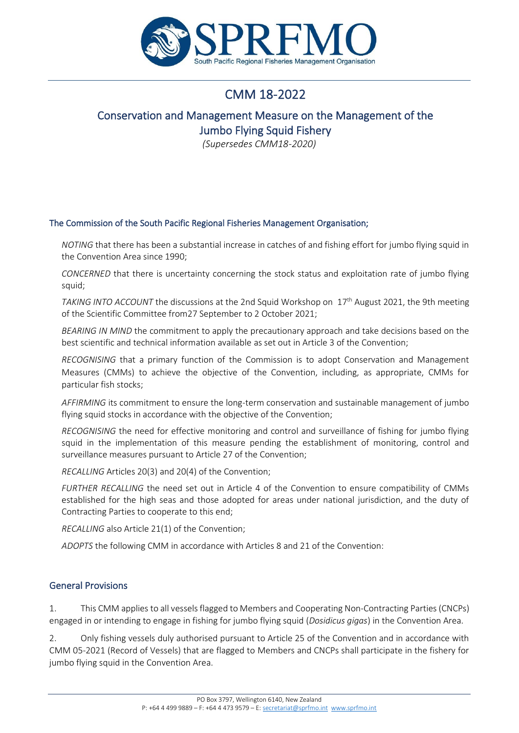# CMM 18-2022

## Conservation and Management Measure on the Management of the Jumbo Flying Squid Fishery

*(Supersedes CMM18-2020)*

### The Commission of the South Pacific Regional Fisheries Management Organisation;

*NOTING* that there has been a substantial increase in catches of and fishing effort for jumbo flying squid in the Convention Area since 1990;

*CONCERNED* that there is uncertainty concerning the stock status and exploitation rate of jumbo flying squid;

*TAKING INTO ACCOUNT* the discussions at the 2nd Squid Workshop on 17th August 2021, the 9th meeting of the Scientific Committee from27 September to 2 October 2021;

*BEARING IN MIND* the commitment to apply the precautionary approach and take decisions based on the best scientific and technical information available as set out in Article 3 of the Convention;

*RECOGNISING* that a primary function of the Commission is to adopt Conservation and Management Measures (CMMs) to achieve the objective of the Convention, including, as appropriate, CMMs for particular fish stocks;

*AFFIRMING* its commitment to ensure the long-term conservation and sustainable management of jumbo flying squid stocks in accordance with the objective of the Convention;

*RECOGNISING* the need for effective monitoring and control and surveillance of fishing for jumbo flying squid in the implementation of this measure pending the establishment of monitoring, control and surveillance measures pursuant to Article 27 of the Convention;

*RECALLING* Articles 20(3) and 20(4) of the Convention;

*FURTHER RECALLING* the need set out in Article 4 of the Convention to ensure compatibility of CMMs established for the high seas and those adopted for areas under national jurisdiction, and the duty of Contracting Parties to cooperate to this end;

*RECALLING* also Article 21(1) of the Convention;

*ADOPTS* the following CMM in accordance with Articles 8 and 21 of the Convention:

### General Provisions

1. This CMM applies to all vessels flagged to Members and Cooperating Non-Contracting Parties (CNCPs) engaged in or intending to engage in fishing for jumbo flying squid (*Dosidicus gigas*) in the Convention Area.

2. Only fishing vessels duly authorised pursuant to Article 25 of the Convention and in accordance with CMM 05-2021 (Record of Vessels) that are flagged to Members and CNCPs shall participate in the fishery for jumbo flying squid in the Convention Area.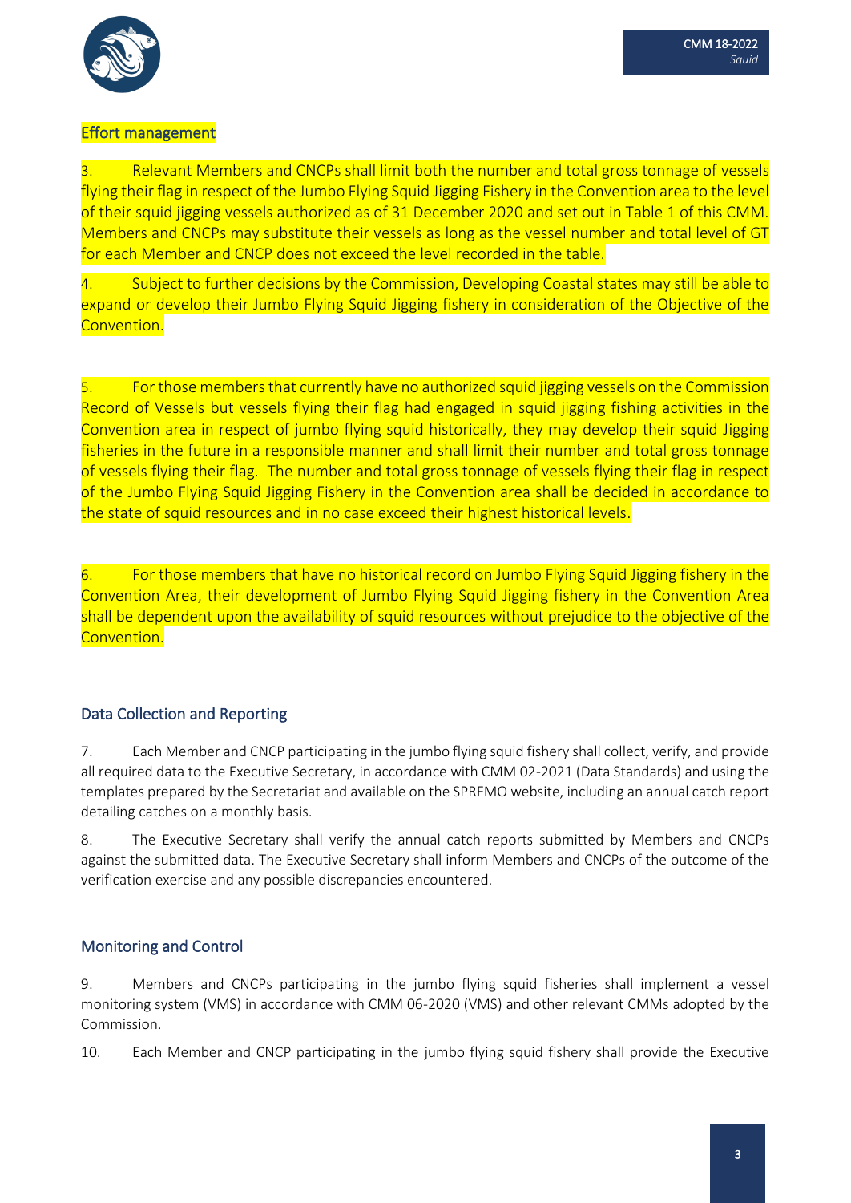## Effort management

3. Relevant Members and CNCPs shall limit both the number and total gross tonnage of vessels flying their flag in respect of the Jumbo Flying Squid Jigging Fishery in the Convention area to the level of their squid jigging vessels authorized as of 31 December 2020 and set out in Table 1 of this CMM. Members and CNCPs may substitute their vessels as long as the vessel number and total level of GT for each Member and CNCP does not exceed the level recorded in the table.

4. Subject to further decisions by the Commission, Developing Coastal states may still be able to expand or develop their Jumbo Flying Squid Jigging fishery in consideration of the Objective of the Convention.

5. For those members that currently have no authorized squid jigging vessels on the Commission Record of Vessels but vessels flying their flag had engaged in squid jigging fishing activities in the Convention area in respect of jumbo flying squid historically, they may develop their squid Jigging fisheries in the future in a responsible manner and shall limit their number and total gross tonnage of vessels flying their flag. The number and total gross tonnage of vessels flying their flag in respect of the Jumbo Flying Squid Jigging Fishery in the Convention area shall be decided in accordance to the state of squid resources and in no case exceed their highest historical levels.

6. For those members that have no historical record on Jumbo Flying Squid Jigging fishery in the Convention Area, their development of Jumbo Flying Squid Jigging fishery in the Convention Area shall be dependent upon the availability of squid resources without prejudice to the objective of the Convention.

## Data Collection and Reporting

7. Each Member and CNCP participating in the jumbo flying squid fishery shall collect, verify, and provide all required data to the Executive Secretary, in accordance with CMM 02-2021 (Data Standards) and using the templates prepared by the Secretariat and available on the SPRFMO website, including an annual catch report detailing catches on a monthly basis.

8. The Executive Secretary shall verify the annual catch reports submitted by Members and CNCPs against the submitted data. The Executive Secretary shall inform Members and CNCPs of the outcome of the verification exercise and any possible discrepancies encountered.

## Monitoring and Control

9. Members and CNCPs participating in the jumbo flying squid fisheries shall implement a vessel monitoring system (VMS) in accordance with CMM 06-2020 (VMS) and other relevant CMMs adopted by the Commission.

10. Each Member and CNCP participating in the jumbo flying squid fishery shall provide the Executive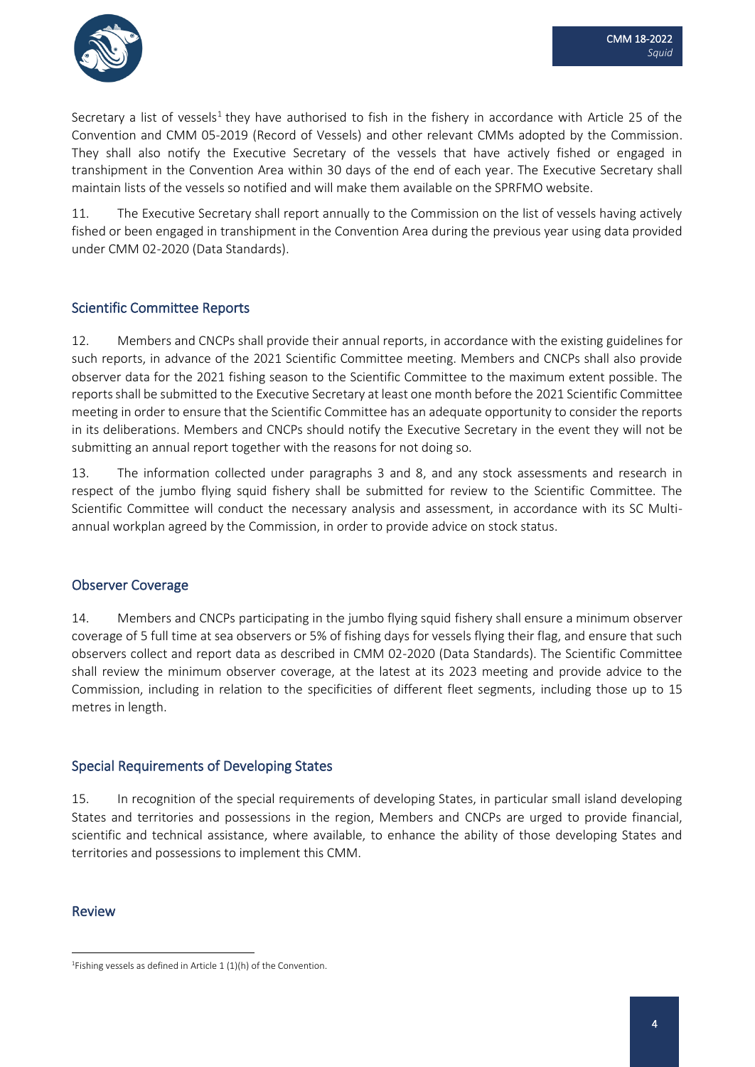Secretary a list of vessels[1] they have authorised to fish in the fishery in accordance with Article 25 of the Convention and CMM 05-2019 (Record of Vessels) and other relevant CMMs adopted by the Commission. They shall also notify the Executive Secretary of the vessels that have actively fished or engaged in transhipment in the Convention Area within 30 days of the end of each year. The Executive Secretary shall maintain lists of the vessels so notified and will make them available on the SPRFMO website.

11. The Executive Secretary shall report annually to the Commission on the list of vessels having actively fished or been engaged in transhipment in the Convention Area during the previous year using data provided under CMM 02-2020 (Data Standards).

## Scientific Committee Reports

12. Members and CNCPs shall provide their annual reports, in accordance with the existing guidelines for such reports, in advance of the 2021 Scientific Committee meeting. Members and CNCPs shall also provide observer data for the 2021 fishing season to the Scientific Committee to the maximum extent possible. The reports shall be submitted to the Executive Secretary at least one month before the 2021 Scientific Committee meeting in order to ensure that the Scientific Committee has an adequate opportunity to consider the reports in its deliberations. Members and CNCPs should notify the Executive Secretary in the event they will not be submitting an annual report together with the reasons for not doing so.

13. The information collected under paragraphs 3 and 8, and any stock assessments and research in respect of the jumbo flying squid fishery shall be submitted for review to the Scientific Committee. The Scientific Committee will conduct the necessary analysis and assessment, in accordance with its SC Multi-annual workplan agreed by the Commission, in order to provide advice on stock status.

## Observer Coverage

14. Members and CNCPs participating in the jumbo flying squid fishery shall ensure a minimum observer coverage of 5 full time at sea observers or 5% of fishing days for vessels flying their flag, and ensure that such observers collect and report data as described in CMM 02-2020 (Data Standards). The Scientific Committee shall review the minimum observer coverage, at the latest at its 2023 meeting and provide advice to the Commission, including in relation to the specificities of different fleet segments, including those up to 15 metres in length.

## Special Requirements of Developing States

15. In recognition of the special requirements of developing States, in particular small island developing States and territories and possessions in the region, Members and CNCPs are urged to provide financial, scientific and technical assistance, where available, to enhance the ability of those developing States and territories and possessions to implement this CMM.

## Review

[1] Fishing vessels as defined in Article 1 (1)(h) of the Convention.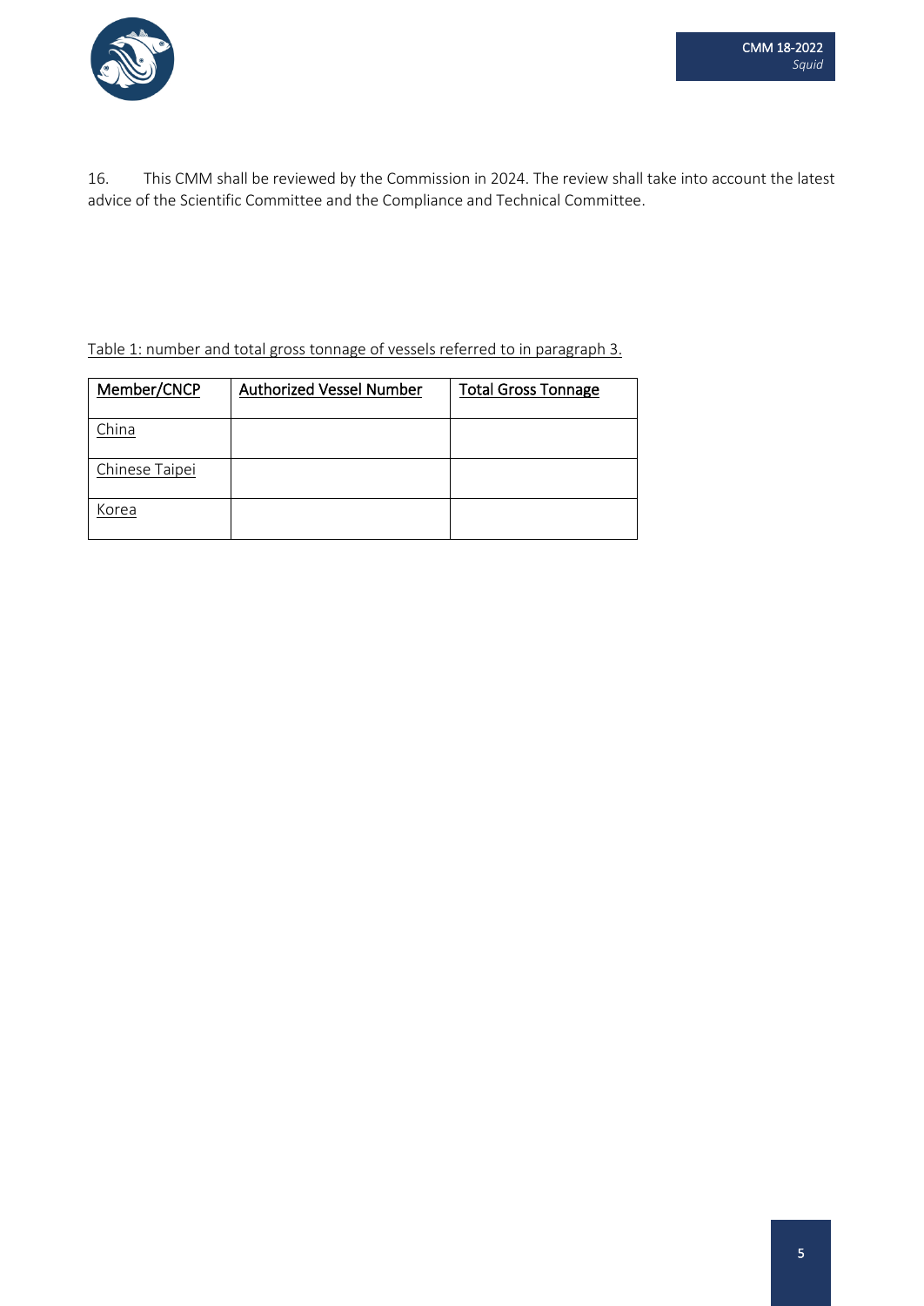16. This CMM shall be reviewed by the Commission in 2024. The review shall take into account the latest advice of the Scientific Committee and the Compliance and Technical Committee.

Table 1: number and total gross tonnage of vessels referred to in paragraph 3.

| Member/CNCP | Authorized Vessel Number | Total Gross Tonnage |
| --- | --- | --- |
| China | | |
| Chinese Taipei | | |
| Korea | | |